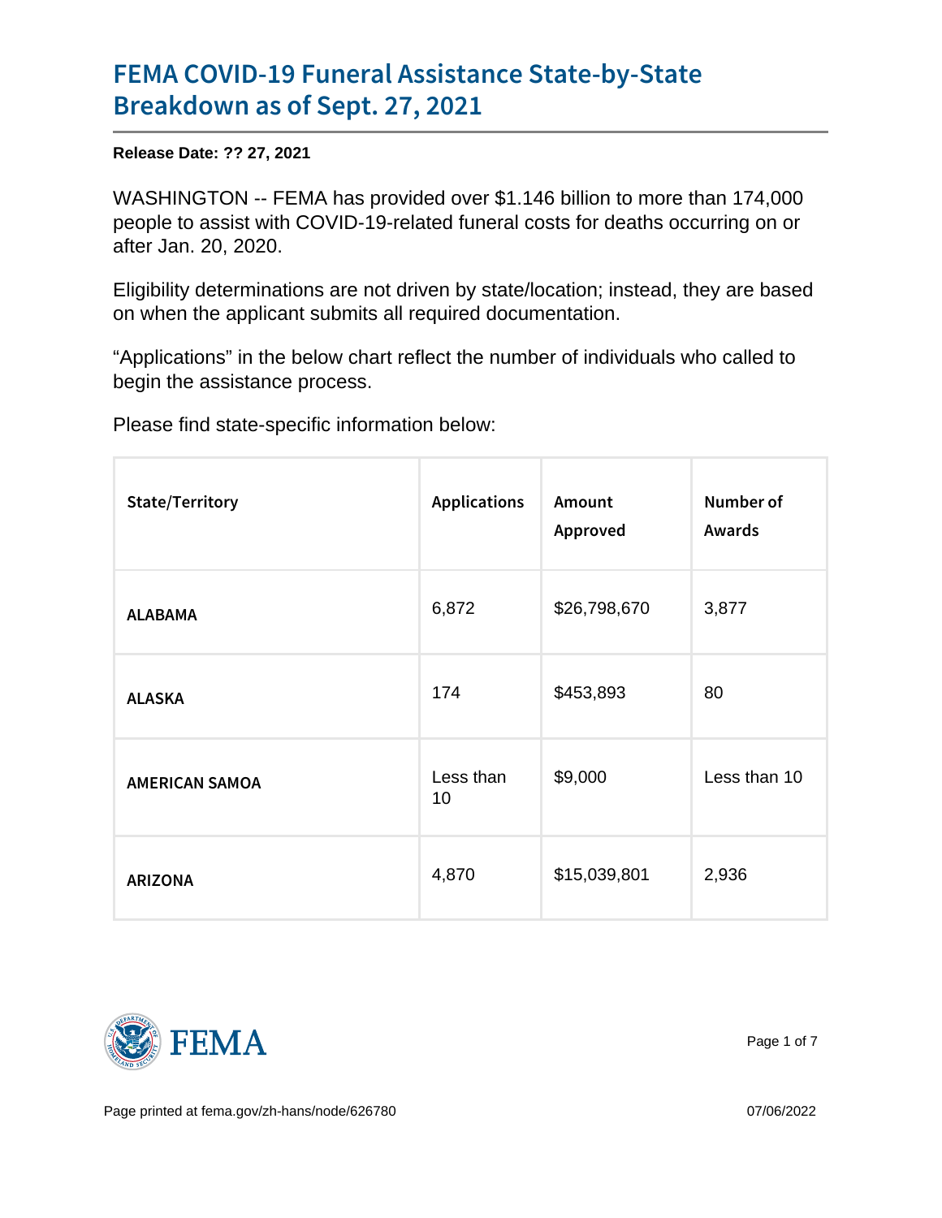# FEMA COVID-19 Funeral Assistance State-by-State Breakdown as of Sept. 27, 2021

**Release Date: ?? 27, 2021**

WASHINGTON -- FEMA has provided over $1.146 billion to more than 174,000 people to assist with COVID-19-related funeral costs for deaths occurring on or after Jan. 20, 2020.

Eligibility determinations are not driven by state/location; instead, they are based on when the applicant submits all required documentation.

“Applications” in the below chart reflect the number of individuals who called to begin the assistance process.

Please find state-specific information below:

| State/Territory | Applications | Amount Approved | Number of Awards |
|---|---|---|---|
| ALABAMA | 6,872 | $26,798,670 | 3,877 |
| ALASKA | 174 | $453,893 | 80 |
| AMERICAN SAMOA | Less than 10 | $9,000 | Less than 10 |
| ARIZONA | 4,870 | $15,039,801 | 2,936 |

Page printed at fema.gov/zh-hans/node/626780

07/06/2022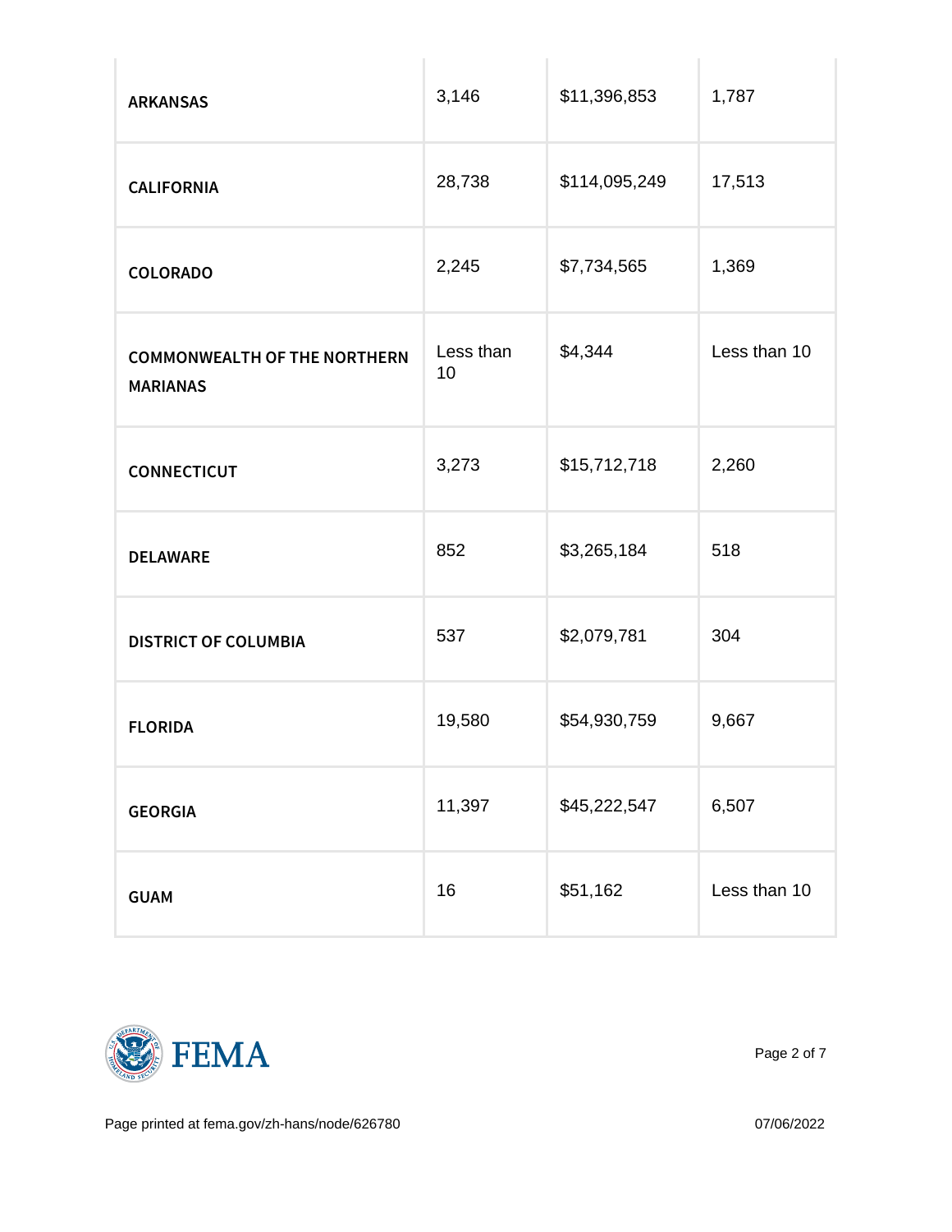| | | | |
|---|---|---|---|
| **ARKANSAS** | 3,146 | $11,396,853 | 1,787 |
| **CALIFORNIA** | 28,738 | $114,095,249 | 17,513 |
| **COLORADO** | 2,245 | $7,734,565 | 1,369 |
| **COMMONWEALTH OF THE NORTHERN MARIANAS** | Less than 10 | $4,344 | Less than 10 |
| **CONNECTICUT** | 3,273 | $15,712,718 | 2,260 |
| **DELAWARE** | 852 | $3,265,184 | 518 |
| **DISTRICT OF COLUMBIA** | 537 | $2,079,781 | 304 |
| **FLORIDA** | 19,580 | $54,930,759 | 9,667 |
| **GEORGIA** | 11,397 | $45,222,547 | 6,507 |
| **GUAM** | 16 | $51,162 | Less than 10 |

Page printed at fema.gov/zh-hans/node/626780

07/06/2022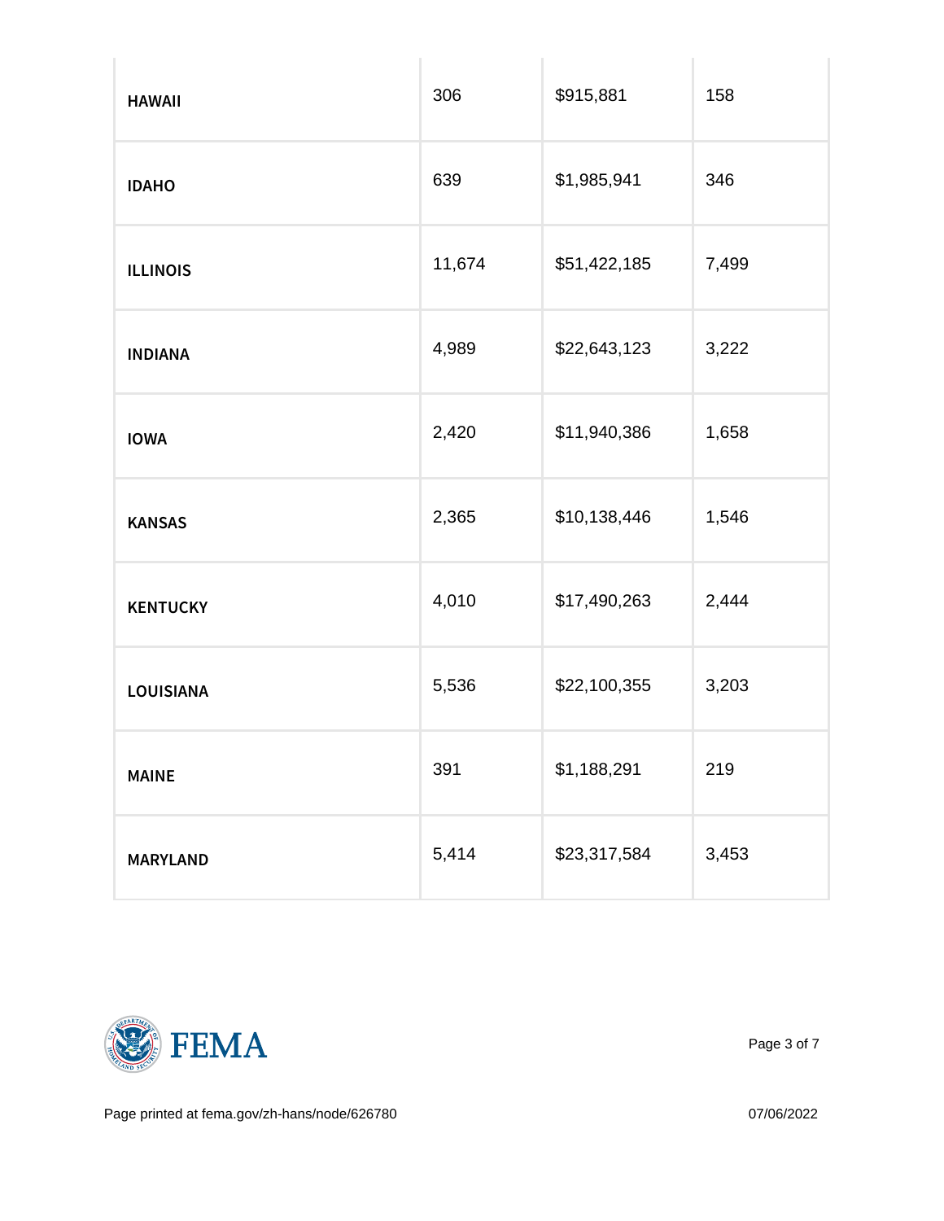| | | | |
|---|---|---|---|
| **HAWAII** | 306 | $915,881 | 158 |
| **IDAHO** | 639 | $1,985,941 | 346 |
| **ILLINOIS** | 11,674 | $51,422,185 | 7,499 |
| **INDIANA** | 4,989 | $22,643,123 | 3,222 |
| **IOWA** | 2,420 | $11,940,386 | 1,658 |
| **KANSAS** | 2,365 | $10,138,446 | 1,546 |
| **KENTUCKY** | 4,010 | $17,490,263 | 2,444 |
| **LOUISIANA** | 5,536 | $22,100,355 | 3,203 |
| **MAINE** | 391 | $1,188,291 | 219 |
| **MARYLAND** | 5,414 | $23,317,584 | 3,453 |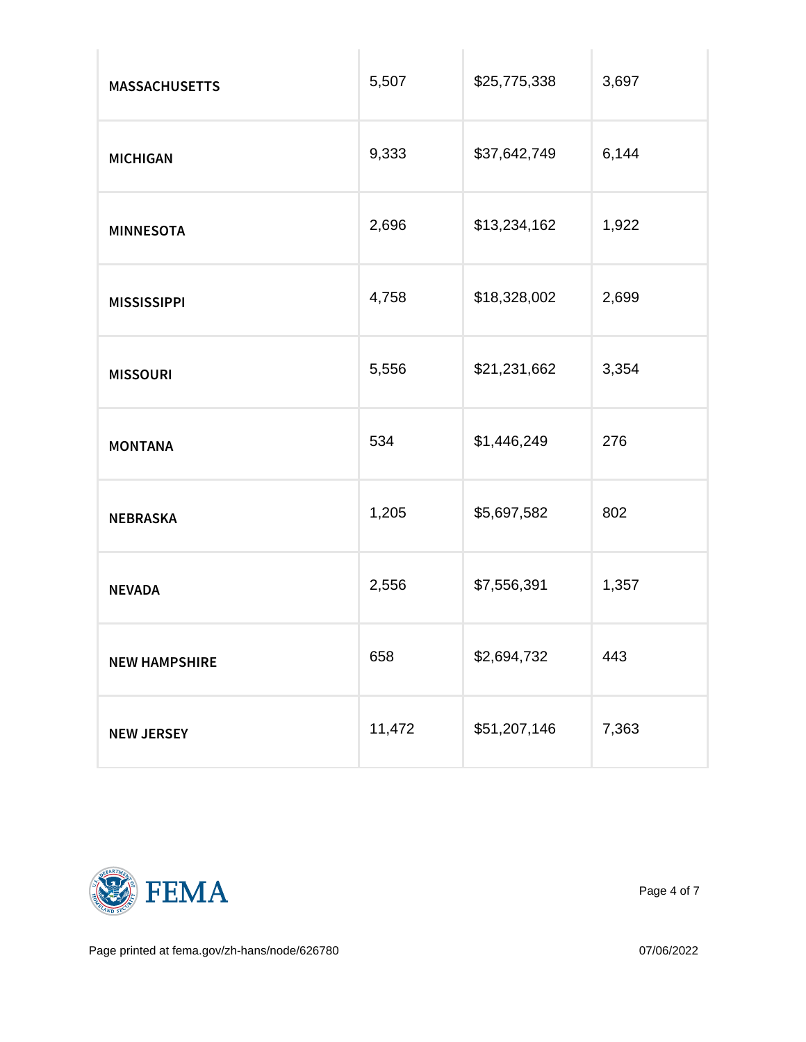| | | | |
|---|---|---|---|
| **MASSACHUSETTS** | 5,507 | $25,775,338 | 3,697 |
| **MICHIGAN** | 9,333 | $37,642,749 | 6,144 |
| **MINNESOTA** | 2,696 | $13,234,162 | 1,922 |
| **MISSISSIPPI** | 4,758 | $18,328,002 | 2,699 |
| **MISSOURI** | 5,556 | $21,231,662 | 3,354 |
| **MONTANA** | 534 | $1,446,249 | 276 |
| **NEBRASKA** | 1,205 | $5,697,582 | 802 |
| **NEVADA** | 2,556 | $7,556,391 | 1,357 |
| **NEW HAMPSHIRE** | 658 | $2,694,732 | 443 |
| **NEW JERSEY** | 11,472 | $51,207,146 | 7,363 |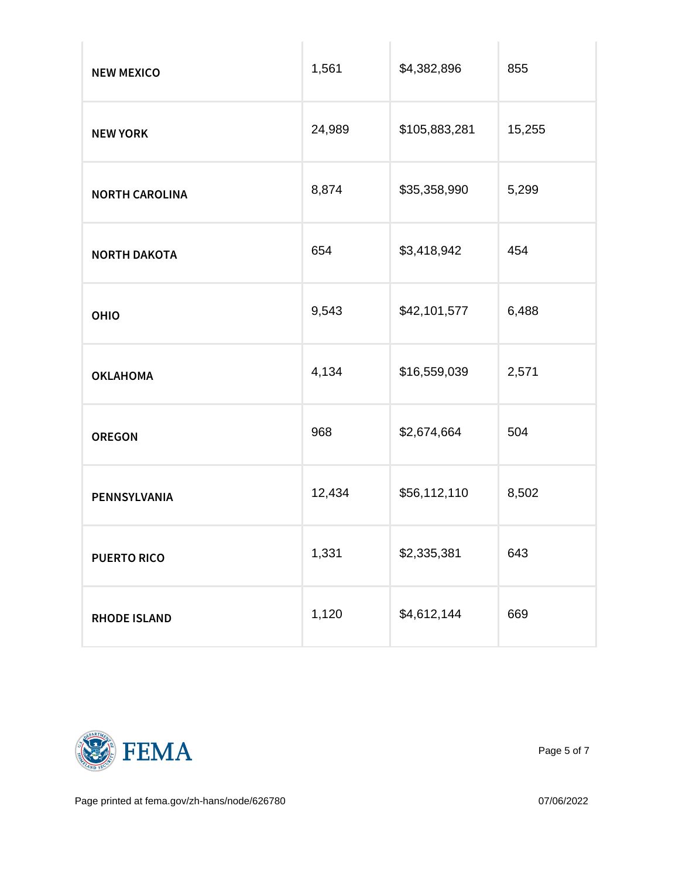| | | | |
|---|---|---|---|
| **NEW MEXICO** | 1,561 | $4,382,896 | 855 |
| **NEW YORK** | 24,989 | $105,883,281 | 15,255 |
| **NORTH CAROLINA** | 8,874 | $35,358,990 | 5,299 |
| **NORTH DAKOTA** | 654 | $3,418,942 | 454 |
| **OHIO** | 9,543 | $42,101,577 | 6,488 |
| **OKLAHOMA** | 4,134 | $16,559,039 | 2,571 |
| **OREGON** | 968 | $2,674,664 | 504 |
| **PENNSYLVANIA** | 12,434 | $56,112,110 | 8,502 |
| **PUERTO RICO** | 1,331 | $2,335,381 | 643 |
| **RHODE ISLAND** | 1,120 | $4,612,144 | 669 |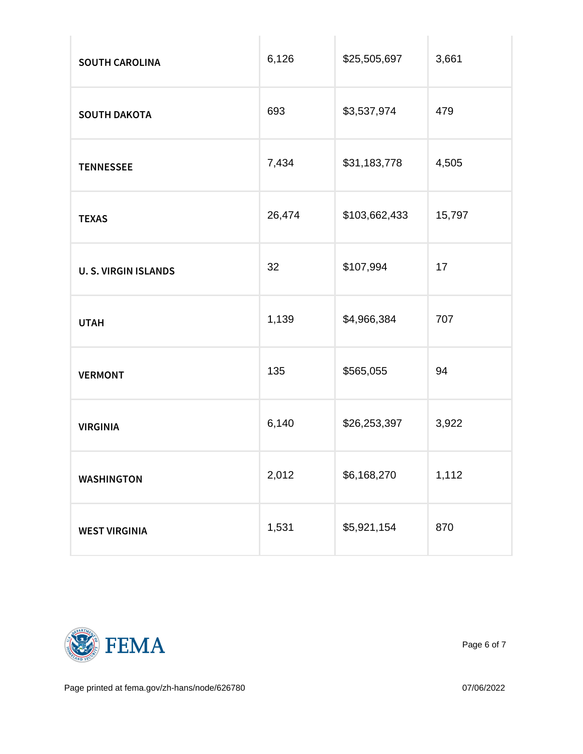| | | | |
|---|---|---|---|
| **SOUTH CAROLINA** | 6,126 | $25,505,697 | 3,661 |
| **SOUTH DAKOTA** | 693 | $3,537,974 | 479 |
| **TENNESSEE** | 7,434 | $31,183,778 | 4,505 |
| **TEXAS** | 26,474 | $103,662,433 | 15,797 |
| **U. S. VIRGIN ISLANDS** | 32 | $107,994 | 17 |
| **UTAH** | 1,139 | $4,966,384 | 707 |
| **VERMONT** | 135 | $565,055 | 94 |
| **VIRGINIA** | 6,140 | $26,253,397 | 3,922 |
| **WASHINGTON** | 2,012 | $6,168,270 | 1,112 |
| **WEST VIRGINIA** | 1,531 | $5,921,154 | 870 |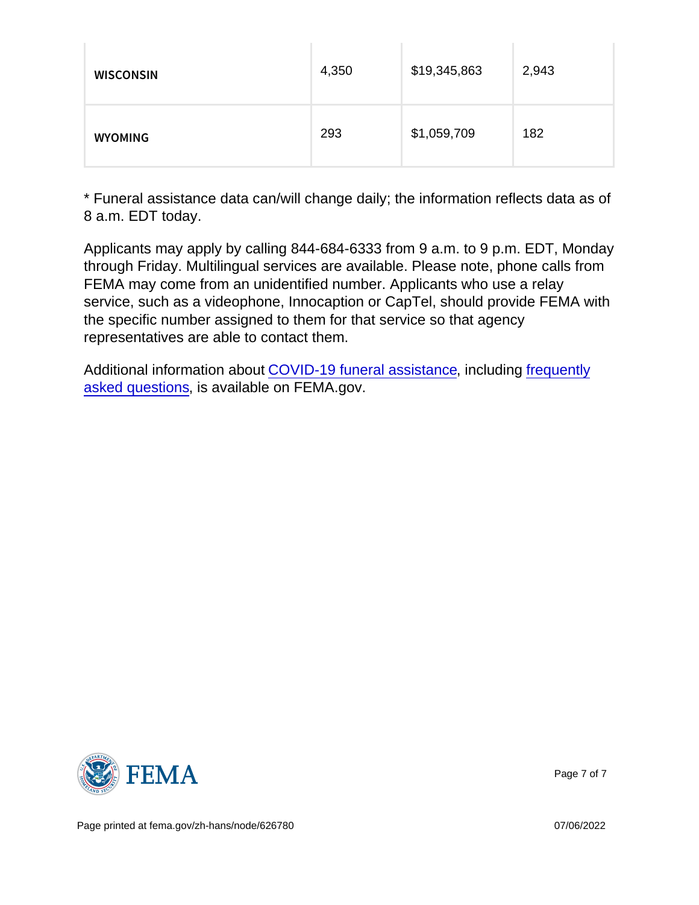| | | | |
|---|---|---|---|
| **WISCONSIN** | 4,350 | $19,345,863 | 2,943 |
| **WYOMING** | 293 | $1,059,709 | 182 |

* Funeral assistance data can/will change daily; the information reflects data as of 8 a.m. EDT today.

Applicants may apply by calling 844-684-6333 from 9 a.m. to 9 p.m. EDT, Monday through Friday. Multilingual services are available. Please note, phone calls from FEMA may come from an unidentified number. Applicants who use a relay service, such as a videophone, Innocaption or CapTel, should provide FEMA with the specific number assigned to them for that service so that agency representatives are able to contact them.

Additional information about COVID-19 funeral assistance, including frequently asked questions, is available on FEMA.gov.